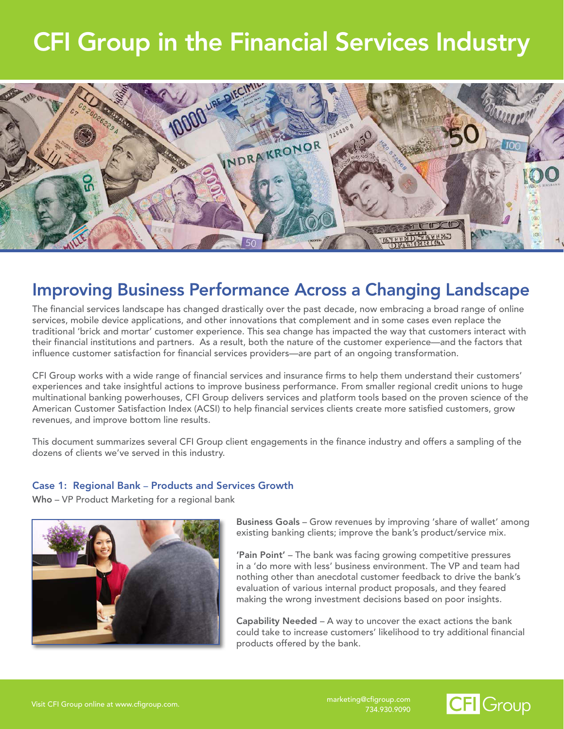# CFI Group in the Financial Services Industry

## Improving Business Performance Across a Changing Landscape

The financial services landscape has changed drastically over the past decade, now embracing a broad range of online services, mobile device applications, and other innovations that complement and in some cases even replace the traditional 'brick and mortar' customer experience. This sea change has impacted the way that customers interact with their financial institutions and partners. As a result, both the nature of the customer experience—and the factors that influence customer satisfaction for financial services providers—are part of an ongoing transformation.

CFI Group works with a wide range of financial services and insurance firms to help them understand their customers' experiences and take insightful actions to improve business performance. From smaller regional credit unions to huge multinational banking powerhouses, CFI Group delivers services and platform tools based on the proven science of the American Customer Satisfaction Index (ACSI) to help financial services clients create more satisfied customers, grow revenues, and improve bottom line results.

This document summarizes several CFI Group client engagements in the finance industry and offers a sampling of the dozens of clients we've served in this industry.

### Case 1: Regional Bank – Products and Services Growth

**Who** – VP Product Marketing for a regional bank

**Business Goals** – Grow revenues by improving 'share of wallet' among existing banking clients; improve the bank's product/service mix.

**'Pain Point'** – The bank was facing growing competitive pressures in a 'do more with less' business environment. The VP and team had nothing other than anecdotal customer feedback to drive the bank's evaluation of various internal product proposals, and they feared making the wrong investment decisions based on poor insights.

**Capability Needed** – A way to uncover the exact actions the bank could take to increase customers' likelihood to try additional financial products offered by the bank.

Visit CFI Group online at www.cfigroup.com.

marketing@cfigroup.com
734.930.9090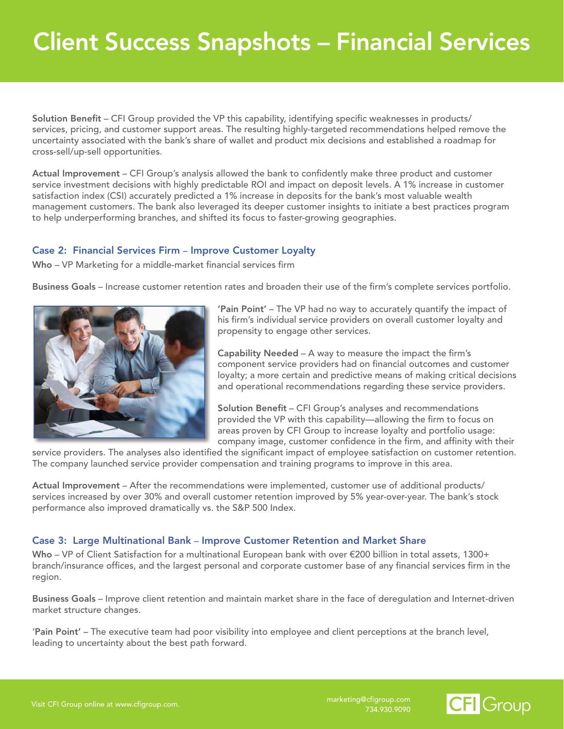# Client Success Snapshots – Financial Services

**Solution Benefit** – CFI Group provided the VP this capability, identifying specific weaknesses in products/services, pricing, and customer support areas. The resulting highly-targeted recommendations helped remove the uncertainty associated with the bank's share of wallet and product mix decisions and established a roadmap for cross-sell/up-sell opportunities.

**Actual Improvement** – CFI Group's analysis allowed the bank to confidently make three product and customer service investment decisions with highly predictable ROI and impact on deposit levels. A 1% increase in customer satisfaction index (CSI) accurately predicted a 1% increase in deposits for the bank's most valuable wealth management customers. The bank also leveraged its deeper customer insights to initiate a best practices program to help underperforming branches, and shifted its focus to faster-growing geographies.

### Case 2: Financial Services Firm – Improve Customer Loyalty

**Who** – VP Marketing for a middle-market financial services firm

**Business Goals** – Increase customer retention rates and broaden their use of the firm's complete services portfolio.

**'Pain Point'** – The VP had no way to accurately quantify the impact of his firm's individual service providers on overall customer loyalty and propensity to engage other services.

**Capability Needed** – A way to measure the impact the firm's component service providers had on financial outcomes and customer loyalty; a more certain and predictive means of making critical decisions and operational recommendations regarding these service providers.

**Solution Benefit** – CFI Group's analyses and recommendations provided the VP with this capability—allowing the firm to focus on areas proven by CFI Group to increase loyalty and portfolio usage: company image, customer confidence in the firm, and affinity with their service providers. The analyses also identified the significant impact of employee satisfaction on customer retention. The company launched service provider compensation and training programs to improve in this area.

**Actual Improvement** – After the recommendations were implemented, customer use of additional products/services increased by over 30% and overall customer retention improved by 5% year-over-year. The bank's stock performance also improved dramatically vs. the S&P 500 Index.

### Case 3: Large Multinational Bank – Improve Customer Retention and Market Share

**Who** – VP of Client Satisfaction for a multinational European bank with over €200 billion in total assets, 1300+ branch/insurance offices, and the largest personal and corporate customer base of any financial services firm in the region.

**Business Goals** – Improve client retention and maintain market share in the face of deregulation and Internet-driven market structure changes.

**'Pain Point'** – The executive team had poor visibility into employee and client perceptions at the branch level, leading to uncertainty about the best path forward.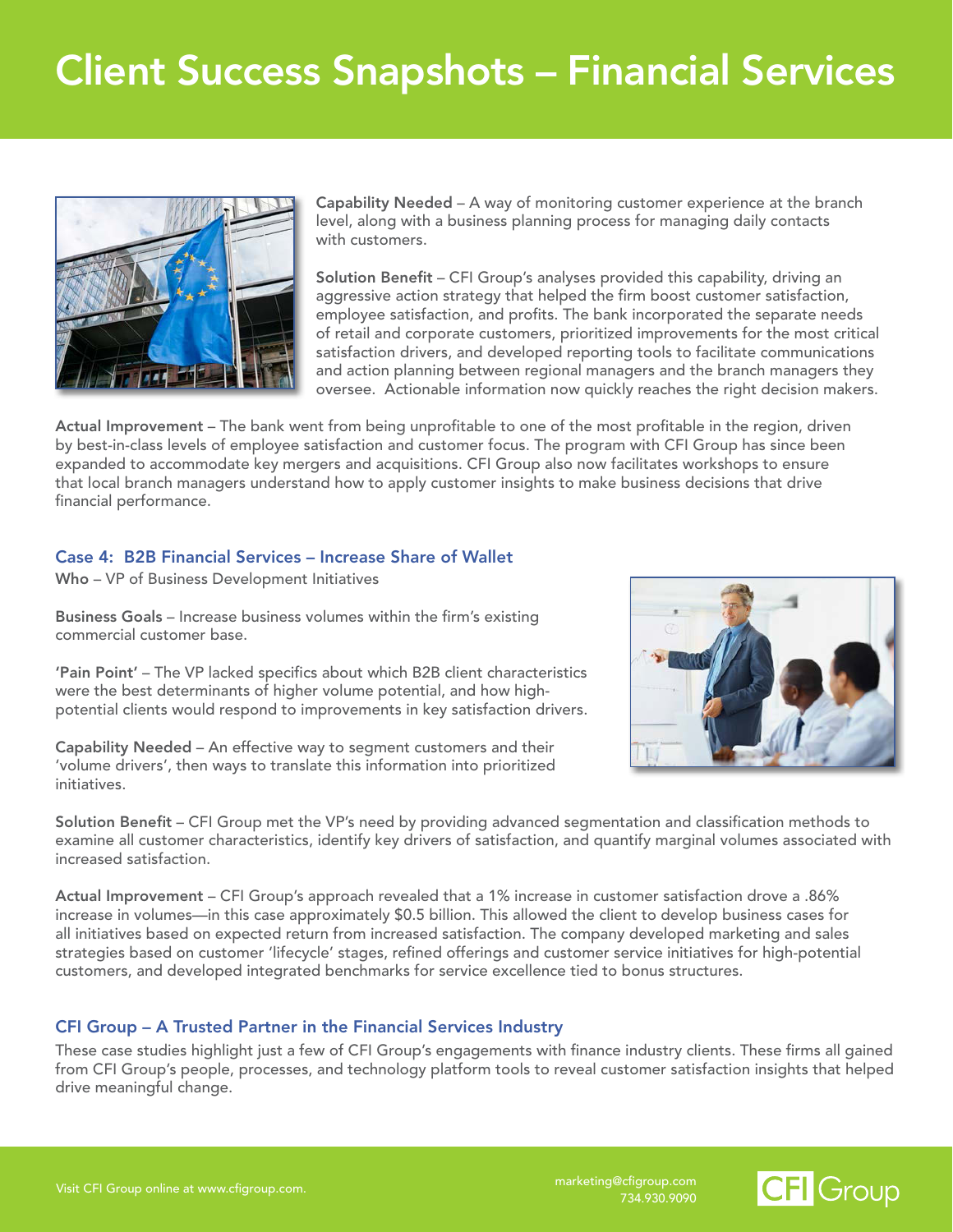# Client Success Snapshots – Financial Services

**Capability Needed** – A way of monitoring customer experience at the branch level, along with a business planning process for managing daily contacts with customers.

**Solution Benefit** – CFI Group's analyses provided this capability, driving an aggressive action strategy that helped the firm boost customer satisfaction, employee satisfaction, and profits. The bank incorporated the separate needs of retail and corporate customers, prioritized improvements for the most critical satisfaction drivers, and developed reporting tools to facilitate communications and action planning between regional managers and the branch managers they oversee. Actionable information now quickly reaches the right decision makers.

**Actual Improvement** – The bank went from being unprofitable to one of the most profitable in the region, driven by best-in-class levels of employee satisfaction and customer focus. The program with CFI Group has since been expanded to accommodate key mergers and acquisitions. CFI Group also now facilitates workshops to ensure that local branch managers understand how to apply customer insights to make business decisions that drive financial performance.

## Case 4: B2B Financial Services – Increase Share of Wallet

**Who** – VP of Business Development Initiatives

**Business Goals** – Increase business volumes within the firm's existing commercial customer base.

**'Pain Point'** – The VP lacked specifics about which B2B client characteristics were the best determinants of higher volume potential, and how high-potential clients would respond to improvements in key satisfaction drivers.

**Capability Needed** – An effective way to segment customers and their 'volume drivers', then ways to translate this information into prioritized initiatives.

**Solution Benefit** – CFI Group met the VP's need by providing advanced segmentation and classification methods to examine all customer characteristics, identify key drivers of satisfaction, and quantify marginal volumes associated with increased satisfaction.

**Actual Improvement** – CFI Group's approach revealed that a 1% increase in customer satisfaction drove a .86% increase in volumes—in this case approximately $0.5 billion. This allowed the client to develop business cases for all initiatives based on expected return from increased satisfaction. The company developed marketing and sales strategies based on customer 'lifecycle' stages, refined offerings and customer service initiatives for high-potential customers, and developed integrated benchmarks for service excellence tied to bonus structures.

## CFI Group – A Trusted Partner in the Financial Services Industry

These case studies highlight just a few of CFI Group's engagements with finance industry clients. These firms all gained from CFI Group's people, processes, and technology platform tools to reveal customer satisfaction insights that helped drive meaningful change.

Visit CFI Group online at www.cfigroup.com.

marketing@cfigroup.com
734.930.9090

CFI Group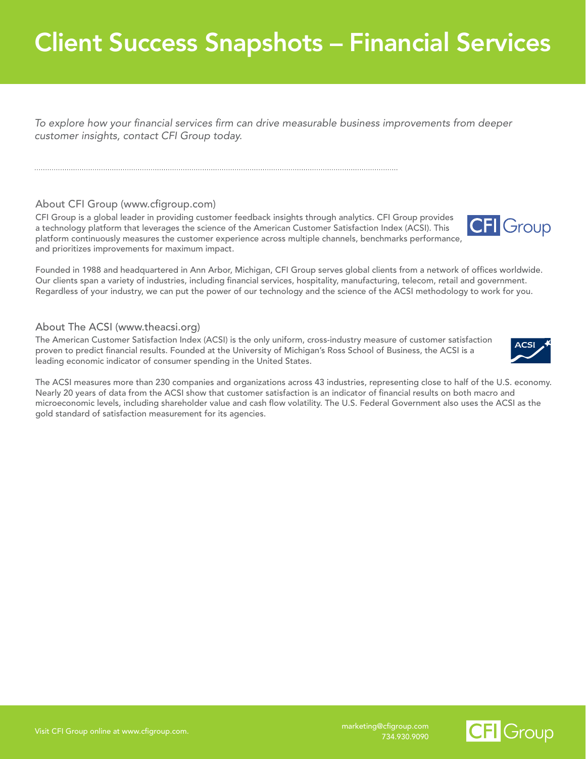# Client Success Snapshots – Financial Services

*To explore how your financial services firm can drive measurable business improvements from deeper customer insights, contact CFI Group today.*

## About CFI Group (www.cfigroup.com)

CFI Group is a global leader in providing customer feedback insights through analytics. CFI Group provides a technology platform that leverages the science of the American Customer Satisfaction Index (ACSI). This platform continuously measures the customer experience across multiple channels, benchmarks performance, and prioritizes improvements for maximum impact.

Founded in 1988 and headquartered in Ann Arbor, Michigan, CFI Group serves global clients from a network of offices worldwide. Our clients span a variety of industries, including financial services, hospitality, manufacturing, telecom, retail and government. Regardless of your industry, we can put the power of our technology and the science of the ACSI methodology to work for you.

## About The ACSI (www.theacsi.org)

The American Customer Satisfaction Index (ACSI) is the only uniform, cross-industry measure of customer satisfaction proven to predict financial results. Founded at the University of Michigan's Ross School of Business, the ACSI is a leading economic indicator of consumer spending in the United States.

The ACSI measures more than 230 companies and organizations across 43 industries, representing close to half of the U.S. economy. Nearly 20 years of data from the ACSI show that customer satisfaction is an indicator of financial results on both macro and microeconomic levels, including shareholder value and cash flow volatility. The U.S. Federal Government also uses the ACSI as the gold standard of satisfaction measurement for its agencies.

Visit CFI Group online at www.cfigroup.com.

marketing@cfigroup.com
734.930.9090